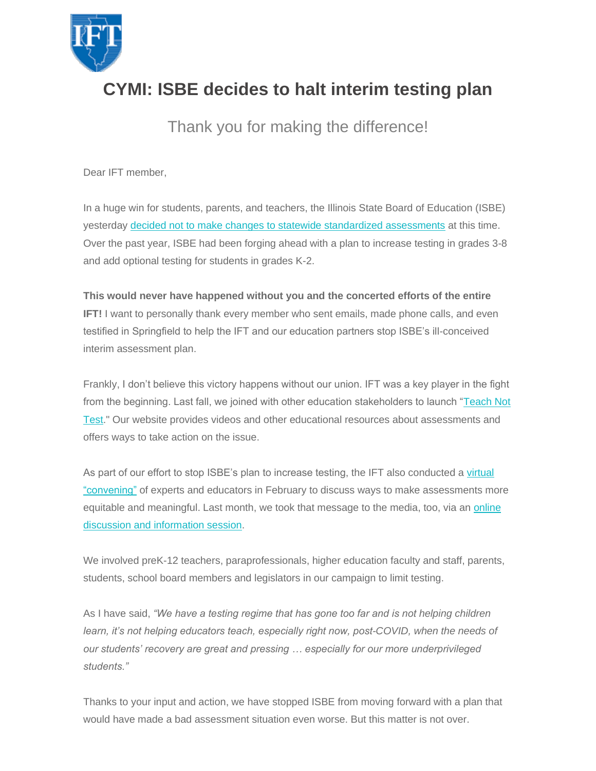# CYMI: ISBE decides to halt interim testing plan

## Thank you for making the difference!

Dear IFT member,

In a huge win for students, parents, and teachers, the Illinois State Board of Education (ISBE) yesterday decided not to make changes to statewide standardized assessments at this time. Over the past year, ISBE had been forging ahead with a plan to increase testing in grades 3-8 and add optional testing for students in grades K-2.

**This would never have happened without you and the concerted efforts of the entire IFT!** I want to personally thank every member who sent emails, made phone calls, and even testified in Springfield to help the IFT and our education partners stop ISBE's ill-conceived interim assessment plan.

Frankly, I don't believe this victory happens without our union. IFT was a key player in the fight from the beginning. Last fall, we joined with other education stakeholders to launch "Teach Not Test." Our website provides videos and other educational resources about assessments and offers ways to take action on the issue.

As part of our effort to stop ISBE's plan to increase testing, the IFT also conducted a virtual "convening" of experts and educators in February to discuss ways to make assessments more equitable and meaningful. Last month, we took that message to the media, too, via an online discussion and information session.

We involved preK-12 teachers, paraprofessionals, higher education faculty and staff, parents, students, school board members and legislators in our campaign to limit testing.

As I have said, *"We have a testing regime that has gone too far and is not helping children learn, it's not helping educators teach, especially right now, post-COVID, when the needs of our students' recovery are great and pressing … especially for our more underprivileged students."*

Thanks to your input and action, we have stopped ISBE from moving forward with a plan that would have made a bad assessment situation even worse. But this matter is not over.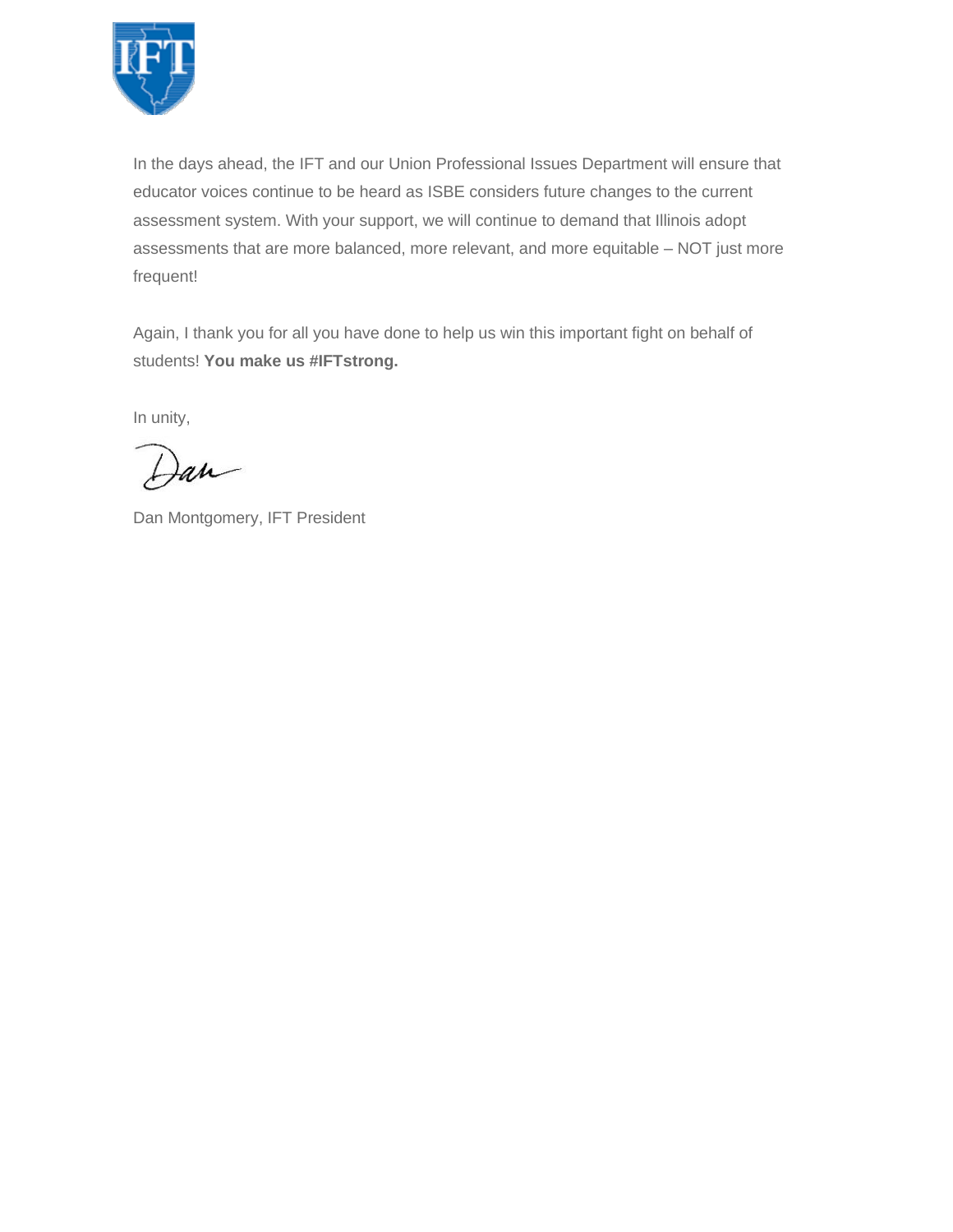In the days ahead, the IFT and our Union Professional Issues Department will ensure that educator voices continue to be heard as ISBE considers future changes to the current assessment system. With your support, we will continue to demand that Illinois adopt assessments that are more balanced, more relevant, and more equitable – NOT just more frequent!

Again, I thank you for all you have done to help us win this important fight on behalf of students! **You make us #IFTstrong.**

In unity,

Dan

Dan Montgomery, IFT President